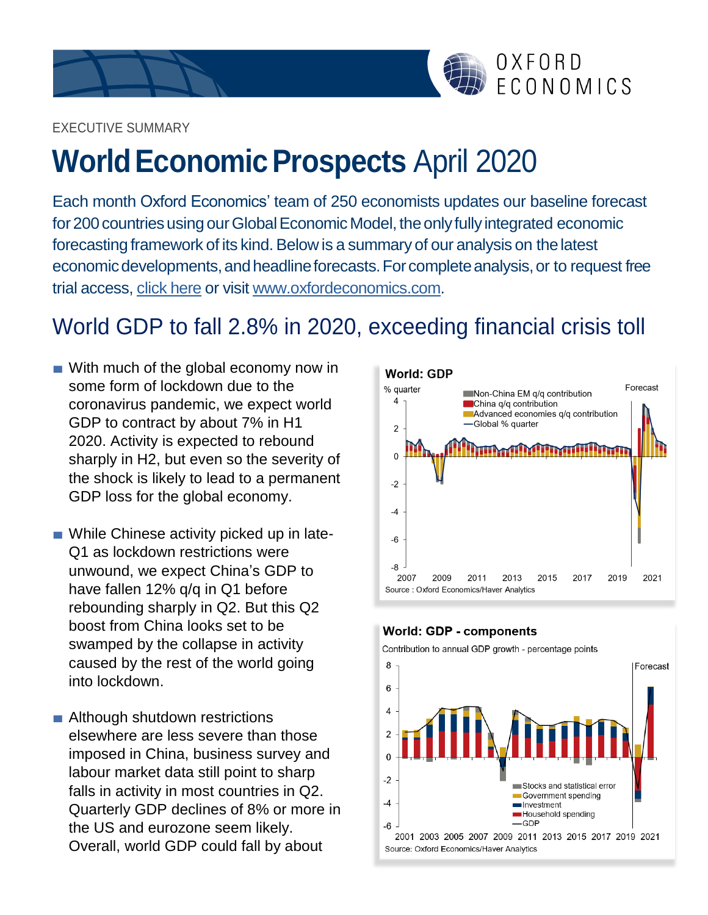EXECUTIVE SUMMARY

# **World Economic Prospects** April 2020

Each month Oxford Economics' team of 250 economists updates our baseline forecast for 200 countries using our Global Economic Model, the only fully integrated economic forecasting framework of its kind. Below is a summary of our analysis on the latest economic developments, and headline forecasts. For complete analysis, or to request free trial access, [click here](#) or visit [www.oxfordeconomics.com](http://www.oxfordeconomics.com).

## World GDP to fall 2.8% in 2020, exceeding financial crisis toll

- With much of the global economy now in some form of lockdown due to the coronavirus pandemic, we expect world GDP to contract by about 7% in H1 2020. Activity is expected to rebound sharply in H2, but even so the severity of the shock is likely to lead to a permanent GDP loss for the global economy.

- While Chinese activity picked up in late-Q1 as lockdown restrictions were unwound, we expect China's GDP to have fallen 12% q/q in Q1 before rebounding sharply in Q2. But this Q2 boost from China looks set to be swamped by the collapse in activity caused by the rest of the world going into lockdown.

- Although shutdown restrictions elsewhere are less severe than those imposed in China, business survey and labour market data still point to sharp falls in activity in most countries in Q2. Quarterly GDP declines of 8% or more in the US and eurozone seem likely. Overall, world GDP could fall by about

**World: GDP**

% quarter

Non-China EM q/q contribution
China q/q contribution
Advanced economies q/q contribution
Global % quarter

Forecast

4
2
0
-2
-4
-6
-8

2007 2009 2011 2013 2015 2017 2019 2021

Source : Oxford Economics/Haver Analytics

**World: GDP - components**

Contribution to annual GDP growth - percentage points

Forecast

8
6
4
2
0
-2
-4
-6

Stocks and statistical error
Government spending
Investment
Household spending
GDP

2001 2003 2005 2007 2009 2011 2013 2015 2017 2019 2021

Source: Oxford Economics/Haver Analytics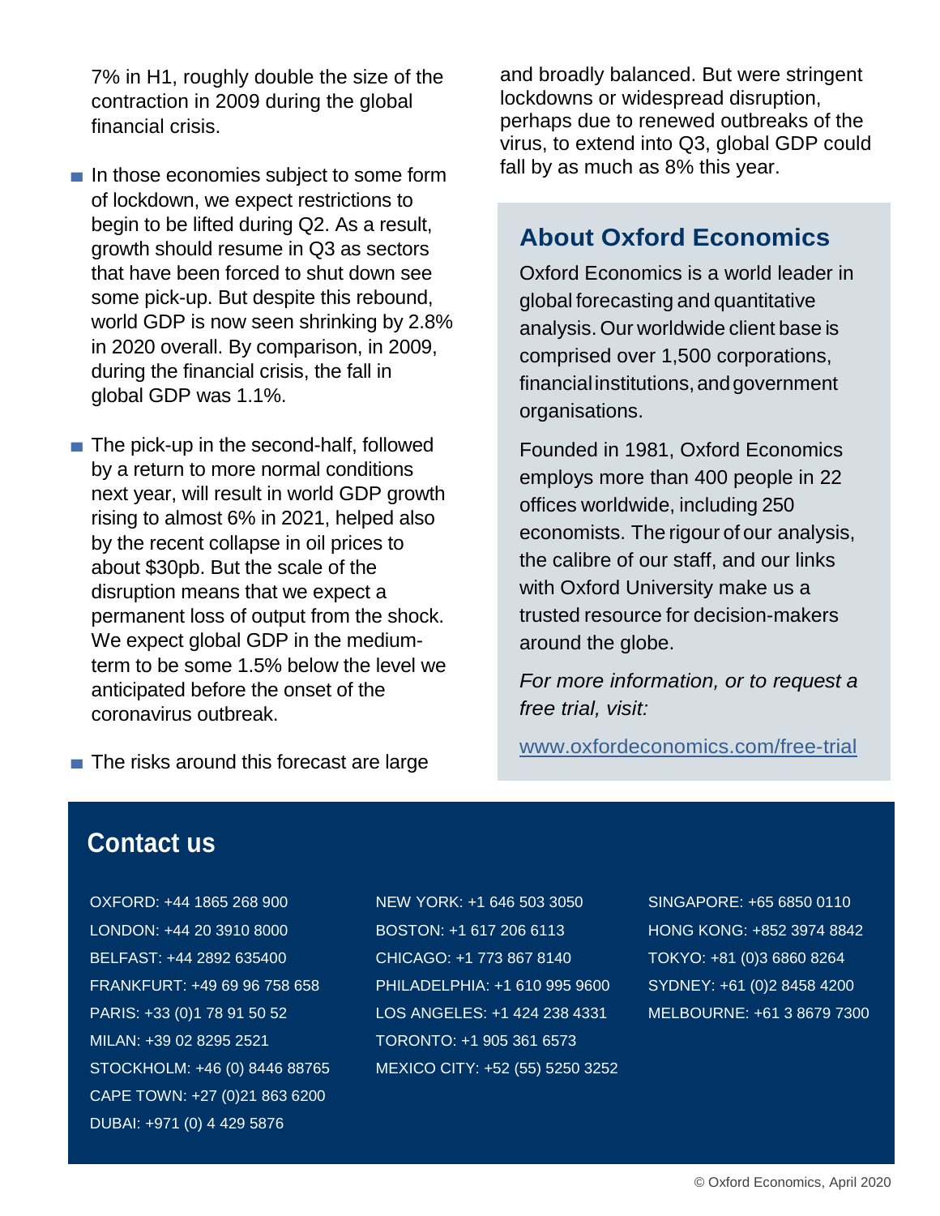7% in H1, roughly double the size of the contraction in 2009 during the global financial crisis.

- In those economies subject to some form of lockdown, we expect restrictions to begin to be lifted during Q2. As a result, growth should resume in Q3 as sectors that have been forced to shut down see some pick-up. But despite this rebound, world GDP is now seen shrinking by 2.8% in 2020 overall. By comparison, in 2009, during the financial crisis, the fall in global GDP was 1.1%.
- The pick-up in the second-half, followed by a return to more normal conditions next year, will result in world GDP growth rising to almost 6% in 2021, helped also by the recent collapse in oil prices to about $30pb. But the scale of the disruption means that we expect a permanent loss of output from the shock. We expect global GDP in the medium-term to be some 1.5% below the level we anticipated before the onset of the coronavirus outbreak.
- The risks around this forecast are large and broadly balanced. But were stringent lockdowns or widespread disruption, perhaps due to renewed outbreaks of the virus, to extend into Q3, global GDP could fall by as much as 8% this year.

## About Oxford Economics

Oxford Economics is a world leader in global forecasting and quantitative analysis. Our worldwide client base is comprised over 1,500 corporations, financial institutions, and government organisations.

Founded in 1981, Oxford Economics employs more than 400 people in 22 offices worldwide, including 250 economists. The rigour of our analysis, the calibre of our staff, and our links with Oxford University make us a trusted resource for decision-makers around the globe.

*For more information, or to request a free trial, visit:*

www.oxfordeconomics.com/free-trial

## Contact us

OXFORD: +44 1865 268 900
LONDON: +44 20 3910 8000
BELFAST: +44 2892 635400
FRANKFURT: +49 69 96 758 658
PARIS: +33 (0)1 78 91 50 52
MILAN: +39 02 8295 2521
STOCKHOLM: +46 (0) 8446 88765
CAPE TOWN: +27 (0)21 863 6200
DUBAI: +971 (0) 4 429 5876

NEW YORK: +1 646 503 3050
BOSTON: +1 617 206 6113
CHICAGO: +1 773 867 8140
PHILADELPHIA: +1 610 995 9600
LOS ANGELES: +1 424 238 4331
TORONTO: +1 905 361 6573
MEXICO CITY: +52 (55) 5250 3252

SINGAPORE: +65 6850 0110
HONG KONG: +852 3974 8842
TOKYO: +81 (0)3 6860 8264
SYDNEY: +61 (0)2 8458 4200
MELBOURNE: +61 3 8679 7300

© Oxford Economics, April 2020